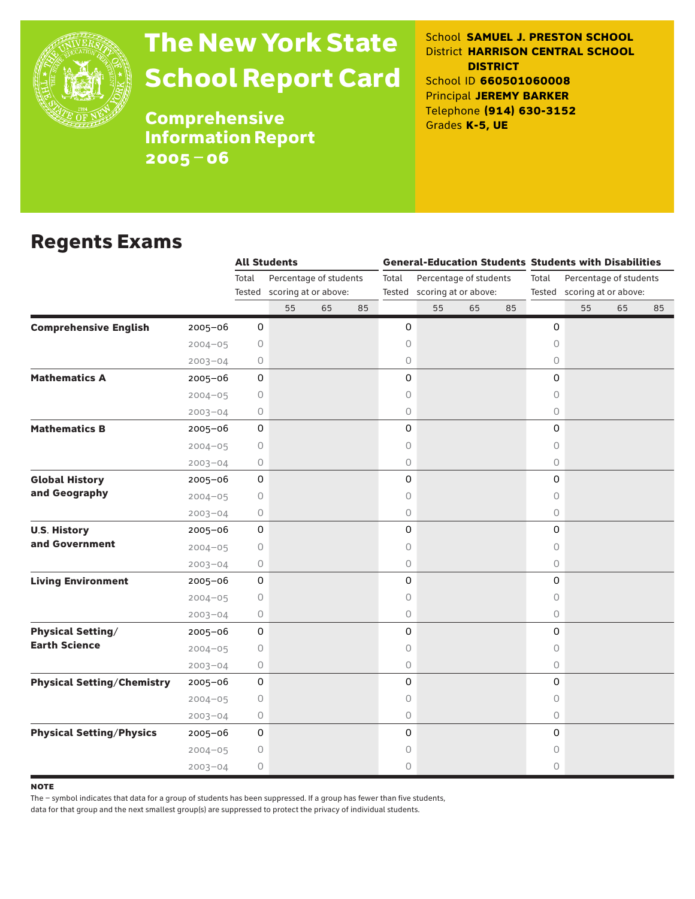# The New York State School Report Card

**Comprehensive Information Report 2005–06**

School **SAMUEL J. PRESTON SCHOOL**
District **HARRISON CENTRAL SCHOOL DISTRICT**
School ID **660501060008**
Principal **JEREMY BARKER**
Telephone **(914) 630-3152**
Grades **K-5, UE**

## Regents Exams

| | | All Students | | | | General-Education Students | | | | Students with Disabilities | | | |
|---|---|---|---|---|---|---|---|---|---|---|---|---|---|
| | | Total Tested | Percentage of students scoring at or above: | | | Total Tested | Percentage of students scoring at or above: | | | Total Tested | Percentage of students scoring at or above: | | |
| | | | 55 | 65 | 85 | | 55 | 65 | 85 | | 55 | 65 | 85 |
| **Comprehensive English** | 2005–06 | 0 | | | | 0 | | | | 0 | | | |
| | 2004–05 | 0 | | | | 0 | | | | 0 | | | |
| | 2003–04 | 0 | | | | 0 | | | | 0 | | | |
| **Mathematics A** | 2005–06 | 0 | | | | 0 | | | | 0 | | | |
| | 2004–05 | 0 | | | | 0 | | | | 0 | | | |
| | 2003–04 | 0 | | | | 0 | | | | 0 | | | |
| **Mathematics B** | 2005–06 | 0 | | | | 0 | | | | 0 | | | |
| | 2004–05 | 0 | | | | 0 | | | | 0 | | | |
| | 2003–04 | 0 | | | | 0 | | | | 0 | | | |
| **Global History and Geography** | 2005–06 | 0 | | | | 0 | | | | 0 | | | |
| | 2004–05 | 0 | | | | 0 | | | | 0 | | | |
| | 2003–04 | 0 | | | | 0 | | | | 0 | | | |
| **U.S. History and Government** | 2005–06 | 0 | | | | 0 | | | | 0 | | | |
| | 2004–05 | 0 | | | | 0 | | | | 0 | | | |
| | 2003–04 | 0 | | | | 0 | | | | 0 | | | |
| **Living Environment** | 2005–06 | 0 | | | | 0 | | | | 0 | | | |
| | 2004–05 | 0 | | | | 0 | | | | 0 | | | |
| | 2003–04 | 0 | | | | 0 | | | | 0 | | | |
| **Physical Setting/ Earth Science** | 2005–06 | 0 | | | | 0 | | | | 0 | | | |
| | 2004–05 | 0 | | | | 0 | | | | 0 | | | |
| | 2003–04 | 0 | | | | 0 | | | | 0 | | | |
| **Physical Setting/Chemistry** | 2005–06 | 0 | | | | 0 | | | | 0 | | | |
| | 2004–05 | 0 | | | | 0 | | | | 0 | | | |
| | 2003–04 | 0 | | | | 0 | | | | 0 | | | |
| **Physical Setting/Physics** | 2005–06 | 0 | | | | 0 | | | | 0 | | | |
| | 2004–05 | 0 | | | | 0 | | | | 0 | | | |
| | 2003–04 | 0 | | | | 0 | | | | 0 | | | |

**NOTE**

The – symbol indicates that data for a group of students has been suppressed. If a group has fewer than five students, data for that group and the next smallest group(s) are suppressed to protect the privacy of individual students.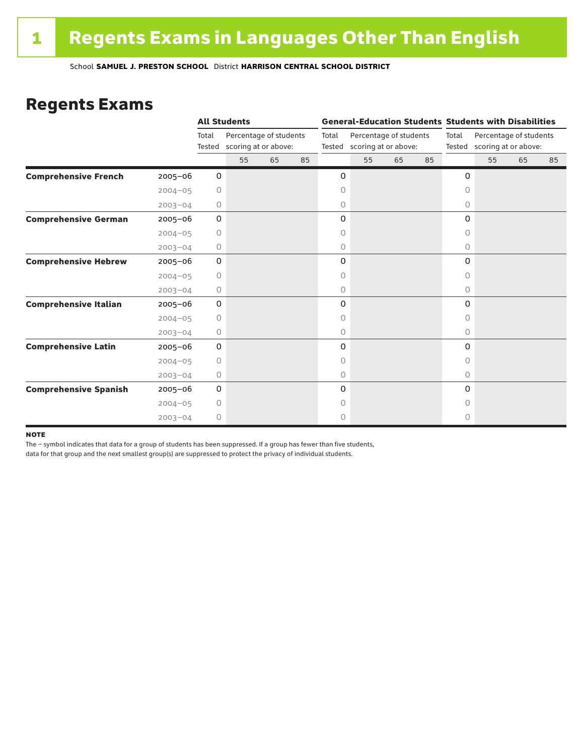# 1 Regents Exams in Languages Other Than English

School **SAMUEL J. PRESTON SCHOOL** District **HARRISON CENTRAL SCHOOL DISTRICT**

## Regents Exams

| | | All Students | | | | General-Education Students | | | | Students with Disabilities | | | |
|---|---|---|---|---|---|---|---|---|---|---|---|---|---|
| | | Total Tested | Percentage of students scoring at or above: | | | Total Tested | Percentage of students scoring at or above: | | | Total Tested | Percentage of students scoring at or above: | | |
| | | | 55 | 65 | 85 | | 55 | 65 | 85 | | 55 | 65 | 85 |
| **Comprehensive French** | 2005–06 | 0 | | | | 0 | | | | 0 | | | |
| | 2004–05 | 0 | | | | 0 | | | | 0 | | | |
| | 2003–04 | 0 | | | | 0 | | | | 0 | | | |
| **Comprehensive German** | 2005–06 | 0 | | | | 0 | | | | 0 | | | |
| | 2004–05 | 0 | | | | 0 | | | | 0 | | | |
| | 2003–04 | 0 | | | | 0 | | | | 0 | | | |
| **Comprehensive Hebrew** | 2005–06 | 0 | | | | 0 | | | | 0 | | | |
| | 2004–05 | 0 | | | | 0 | | | | 0 | | | |
| | 2003–04 | 0 | | | | 0 | | | | 0 | | | |
| **Comprehensive Italian** | 2005–06 | 0 | | | | 0 | | | | 0 | | | |
| | 2004–05 | 0 | | | | 0 | | | | 0 | | | |
| | 2003–04 | 0 | | | | 0 | | | | 0 | | | |
| **Comprehensive Latin** | 2005–06 | 0 | | | | 0 | | | | 0 | | | |
| | 2004–05 | 0 | | | | 0 | | | | 0 | | | |
| | 2003–04 | 0 | | | | 0 | | | | 0 | | | |
| **Comprehensive Spanish** | 2005–06 | 0 | | | | 0 | | | | 0 | | | |
| | 2004–05 | 0 | | | | 0 | | | | 0 | | | |
| | 2003–04 | 0 | | | | 0 | | | | 0 | | | |

**NOTE**

The – symbol indicates that data for a group of students has been suppressed. If a group has fewer than five students, data for that group and the next smallest group(s) are suppressed to protect the privacy of individual students.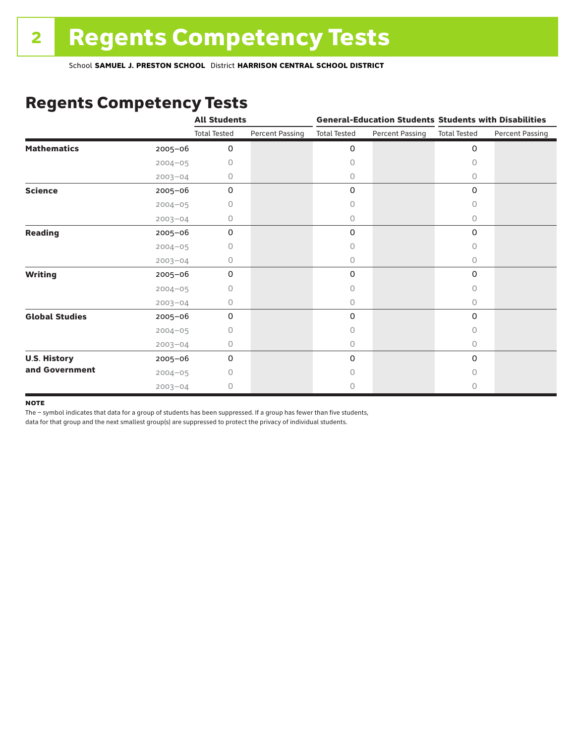# Regents Competency Tests

School **SAMUEL J. PRESTON SCHOOL** District **HARRISON CENTRAL SCHOOL DISTRICT**

## Regents Competency Tests

| | | All Students | | General-Education Students | | Students with Disabilities | |
|---|---|---|---|---|---|---|---|
| | | Total Tested | Percent Passing | Total Tested | Percent Passing | Total Tested | Percent Passing |
| **Mathematics** | 2005–06 | 0 | | 0 | | 0 | |
| | 2004–05 | 0 | | 0 | | 0 | |
| | 2003–04 | 0 | | 0 | | 0 | |
| **Science** | 2005–06 | 0 | | 0 | | 0 | |
| | 2004–05 | 0 | | 0 | | 0 | |
| | 2003–04 | 0 | | 0 | | 0 | |
| **Reading** | 2005–06 | 0 | | 0 | | 0 | |
| | 2004–05 | 0 | | 0 | | 0 | |
| | 2003–04 | 0 | | 0 | | 0 | |
| **Writing** | 2005–06 | 0 | | 0 | | 0 | |
| | 2004–05 | 0 | | 0 | | 0 | |
| | 2003–04 | 0 | | 0 | | 0 | |
| **Global Studies** | 2005–06 | 0 | | 0 | | 0 | |
| | 2004–05 | 0 | | 0 | | 0 | |
| | 2003–04 | 0 | | 0 | | 0 | |
| **U.S. History and Government** | 2005–06 | 0 | | 0 | | 0 | |
| | 2004–05 | 0 | | 0 | | 0 | |
| | 2003–04 | 0 | | 0 | | 0 | |

**NOTE**

The – symbol indicates that data for a group of students has been suppressed. If a group has fewer than five students, data for that group and the next smallest group(s) are suppressed to protect the privacy of individual students.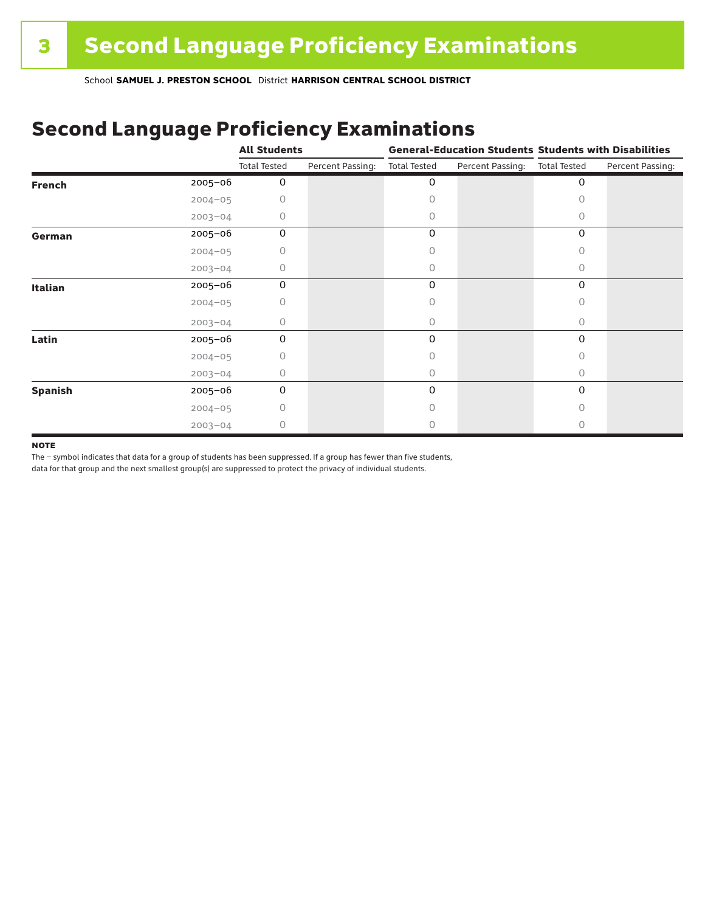# 3 Second Language Proficiency Examinations

School **SAMUEL J. PRESTON SCHOOL** District **HARRISON CENTRAL SCHOOL DISTRICT**

## Second Language Proficiency Examinations

| | | All Students | | General-Education Students | | Students with Disabilities | |
|---|---|---|---|---|---|---|---|
| | | Total Tested | Percent Passing: | Total Tested | Percent Passing: | Total Tested | Percent Passing: |
| **French** | 2005–06 | 0 | | 0 | | 0 | |
| | 2004–05 | 0 | | 0 | | 0 | |
| | 2003–04 | 0 | | 0 | | 0 | |
| **German** | 2005–06 | 0 | | 0 | | 0 | |
| | 2004–05 | 0 | | 0 | | 0 | |
| | 2003–04 | 0 | | 0 | | 0 | |
| **Italian** | 2005–06 | 0 | | 0 | | 0 | |
| | 2004–05 | 0 | | 0 | | 0 | |
| | 2003–04 | 0 | | 0 | | 0 | |
| **Latin** | 2005–06 | 0 | | 0 | | 0 | |
| | 2004–05 | 0 | | 0 | | 0 | |
| | 2003–04 | 0 | | 0 | | 0 | |
| **Spanish** | 2005–06 | 0 | | 0 | | 0 | |
| | 2004–05 | 0 | | 0 | | 0 | |
| | 2003–04 | 0 | | 0 | | 0 | |

**NOTE**

The – symbol indicates that data for a group of students has been suppressed. If a group has fewer than five students, data for that group and the next smallest group(s) are suppressed to protect the privacy of individual students.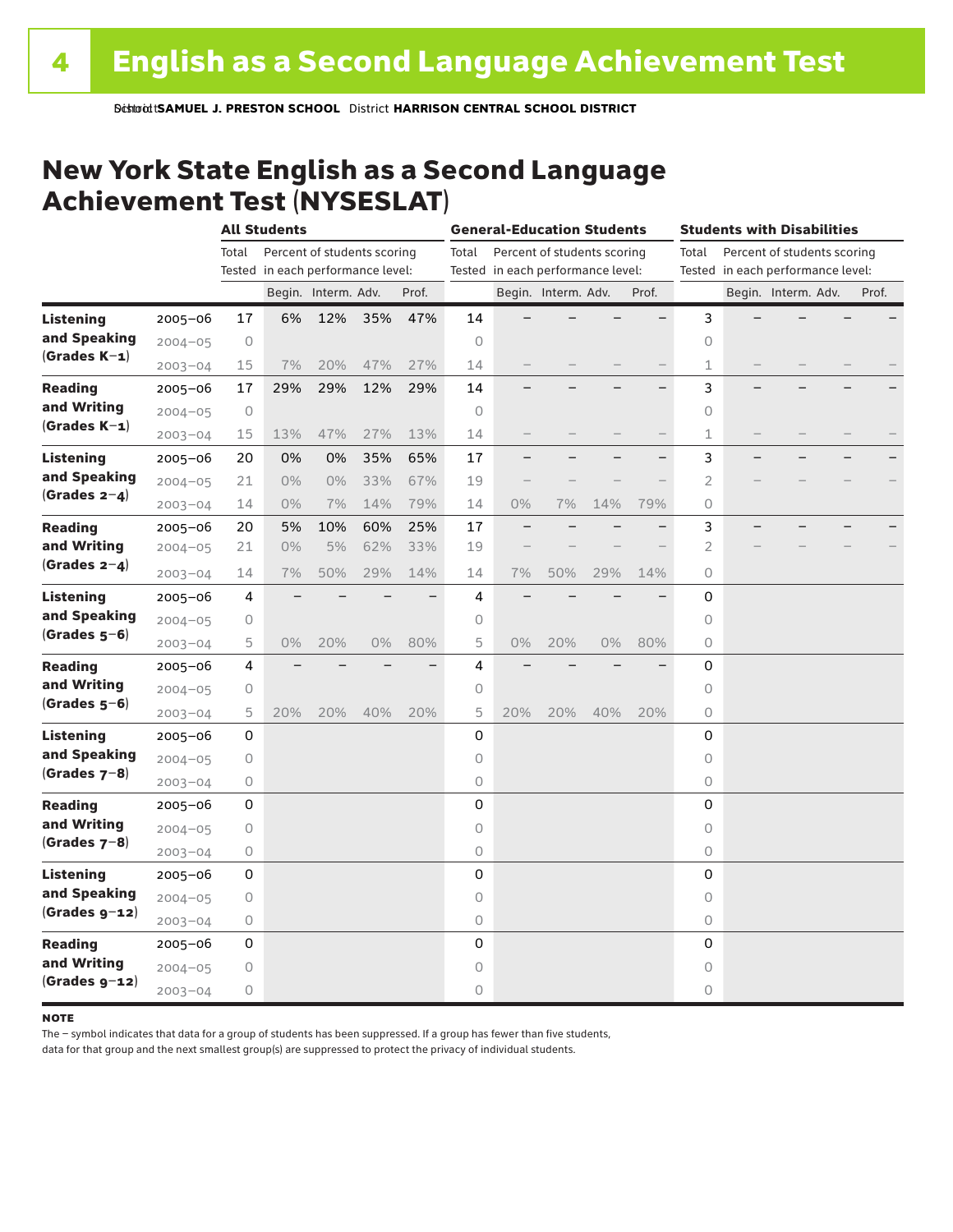# English as a Second Language Achievement Test

School **SAMUEL J. PRESTON SCHOOL** District **HARRISON CENTRAL SCHOOL DISTRICT**

## New York State English as a Second Language Achievement Test (NYSESLAT)

| | | All Students | | | | | General-Education Students | | | | | Students with Disabilities | | | | |
|---|---|---|---|---|---|---|---|---|---|---|---|---|---|---|---|---|
| | | Total Tested | Percent of students scoring in each performance level: | | | | Total Tested | Percent of students scoring in each performance level: | | | | Total Tested | Percent of students scoring in each performance level: | | | |
| | | | Begin. | Interm. | Adv. | Prof. | | Begin. | Interm. | Adv. | Prof. | | Begin. | Interm. | Adv. | Prof. |
| **Listening and Speaking (Grades K–1)** | 2005–06 | 17 | 6% | 12% | 35% | 47% | 14 | – | – | – | – | 3 | – | – | – | – |
| | 2004–05 | 0 | | | | | 0 | | | | | 0 | | | | |
| | 2003–04 | 15 | 7% | 20% | 47% | 27% | 14 | – | – | – | – | 1 | – | – | – | – |
| **Reading and Writing (Grades K–1)** | 2005–06 | 17 | 29% | 29% | 12% | 29% | 14 | – | – | – | – | 3 | – | – | – | – |
| | 2004–05 | 0 | | | | | 0 | | | | | 0 | | | | |
| | 2003–04 | 15 | 13% | 47% | 27% | 13% | 14 | – | – | – | – | 1 | – | – | – | – |
| **Listening and Speaking (Grades 2–4)** | 2005–06 | 20 | 0% | 0% | 35% | 65% | 17 | – | – | – | – | 3 | – | – | – | – |
| | 2004–05 | 21 | 0% | 0% | 33% | 67% | 19 | – | – | – | – | 2 | – | – | – | – |
| | 2003–04 | 14 | 0% | 7% | 14% | 79% | 14 | 0% | 7% | 14% | 79% | 0 | | | | |
| **Reading and Writing (Grades 2–4)** | 2005–06 | 20 | 5% | 10% | 60% | 25% | 17 | – | – | – | – | 3 | – | – | – | – |
| | 2004–05 | 21 | 0% | 5% | 62% | 33% | 19 | – | – | – | – | 2 | – | – | – | – |
| | 2003–04 | 14 | 7% | 50% | 29% | 14% | 14 | 7% | 50% | 29% | 14% | 0 | | | | |
| **Listening and Speaking (Grades 5–6)** | 2005–06 | 4 | – | – | – | – | 4 | – | – | – | – | 0 | | | | |
| | 2004–05 | 0 | | | | | 0 | | | | | 0 | | | | |
| | 2003–04 | 5 | 0% | 20% | 0% | 80% | 5 | 0% | 20% | 0% | 80% | 0 | | | | |
| **Reading and Writing (Grades 5–6)** | 2005–06 | 4 | – | – | – | – | 4 | – | – | – | – | 0 | | | | |
| | 2004–05 | 0 | | | | | 0 | | | | | 0 | | | | |
| | 2003–04 | 5 | 20% | 20% | 40% | 20% | 5 | 20% | 20% | 40% | 20% | 0 | | | | |
| **Listening and Speaking (Grades 7–8)** | 2005–06 | 0 | | | | | 0 | | | | | 0 | | | | |
| | 2004–05 | 0 | | | | | 0 | | | | | 0 | | | | |
| | 2003–04 | 0 | | | | | 0 | | | | | 0 | | | | |
| **Reading and Writing (Grades 7–8)** | 2005–06 | 0 | | | | | 0 | | | | | 0 | | | | |
| | 2004–05 | 0 | | | | | 0 | | | | | 0 | | | | |
| | 2003–04 | 0 | | | | | 0 | | | | | 0 | | | | |
| **Listening and Speaking (Grades 9–12)** | 2005–06 | 0 | | | | | 0 | | | | | 0 | | | | |
| | 2004–05 | 0 | | | | | 0 | | | | | 0 | | | | |
| | 2003–04 | 0 | | | | | 0 | | | | | 0 | | | | |
| **Reading and Writing (Grades 9–12)** | 2005–06 | 0 | | | | | 0 | | | | | 0 | | | | |
| | 2004–05 | 0 | | | | | 0 | | | | | 0 | | | | |
| | 2003–04 | 0 | | | | | 0 | | | | | 0 | | | | |

**NOTE**

The – symbol indicates that data for a group of students has been suppressed. If a group has fewer than five students, data for that group and the next smallest group(s) are suppressed to protect the privacy of individual students.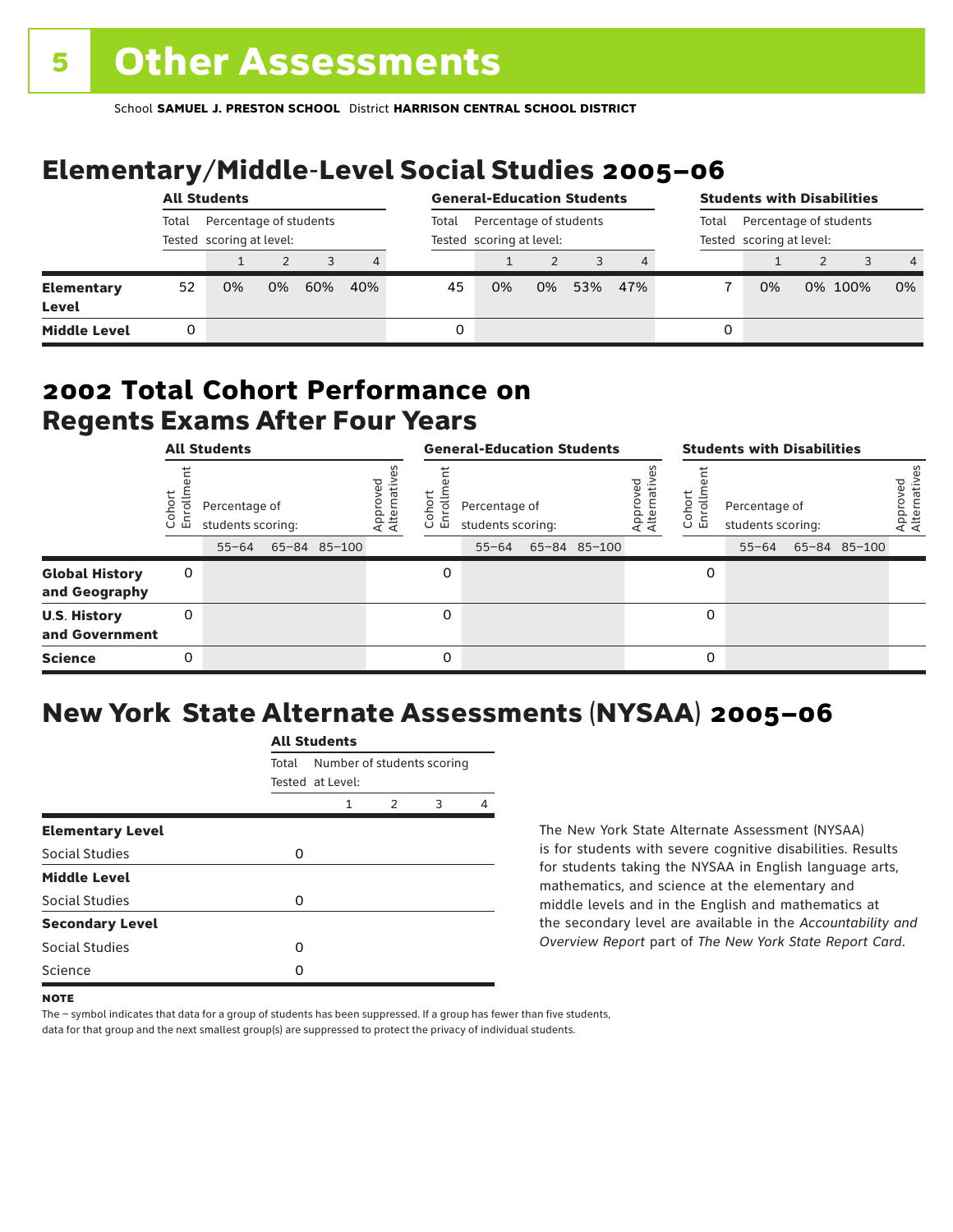# 5 Other Assessments

School **SAMUEL J. PRESTON SCHOOL** District **HARRISON CENTRAL SCHOOL DISTRICT**

## Elementary/Middle-Level Social Studies 2005–06

| | All Students | | | | | General-Education Students | | | | | Students with Disabilities | | | | |
|---|---|---|---|---|---|---|---|---|---|---|---|---|---|---|---|
| | Total Tested | Percentage of students scoring at level: | | | | Total Tested | Percentage of students scoring at level: | | | | Total Tested | Percentage of students scoring at level: | | | |
| | | 1 | 2 | 3 | 4 | | 1 | 2 | 3 | 4 | | 1 | 2 | 3 | 4 |
| **Elementary Level** | 52 | 0% | 0% | 60% | 40% | 45 | 0% | 0% | 53% | 47% | 7 | 0% | 0% | 100% | 0% |
| **Middle Level** | 0 | | | | | 0 | | | | | 0 | | | | |

## 2002 Total Cohort Performance on Regents Exams After Four Years

| | All Students | | | | | General-Education Students | | | | | Students with Disabilities | | | | |
|---|---|---|---|---|---|---|---|---|---|---|---|---|---|---|---|
| | Cohort Enrollment | Percentage of students scoring: | | | Approved Alternatives | Cohort Enrollment | Percentage of students scoring: | | | Approved Alternatives | Cohort Enrollment | Percentage of students scoring: | | | Approved Alternatives |
| | | 55–64 | 65–84 | 85–100 | | | 55–64 | 65–84 | 85–100 | | | 55–64 | 65–84 | 85–100 | |
| **Global History and Geography** | 0 | | | | | 0 | | | | | 0 | | | | |
| **U.S. History and Government** | 0 | | | | | 0 | | | | | 0 | | | | |
| **Science** | 0 | | | | | 0 | | | | | 0 | | | | |

## New York State Alternate Assessments (NYSAA) 2005–06

| | All Students | | | | |
|---|---|---|---|---|---|
| | Total Tested | Number of students scoring at Level: | | | |
| | | 1 | 2 | 3 | 4 |
| **Elementary Level** | | | | | |
| Social Studies | 0 | | | | |
| **Middle Level** | | | | | |
| Social Studies | 0 | | | | |
| **Secondary Level** | | | | | |
| Social Studies | 0 | | | | |
| Science | 0 | | | | |

The New York State Alternate Assessment (NYSAA) is for students with severe cognitive disabilities. Results for students taking the NYSAA in English language arts, mathematics, and science at the elementary and middle levels and in the English and mathematics at the secondary level are available in the *Accountability and Overview Report* part of *The New York State Report Card*.

**NOTE**

The – symbol indicates that data for a group of students has been suppressed. If a group has fewer than five students, data for that group and the next smallest group(s) are suppressed to protect the privacy of individual students.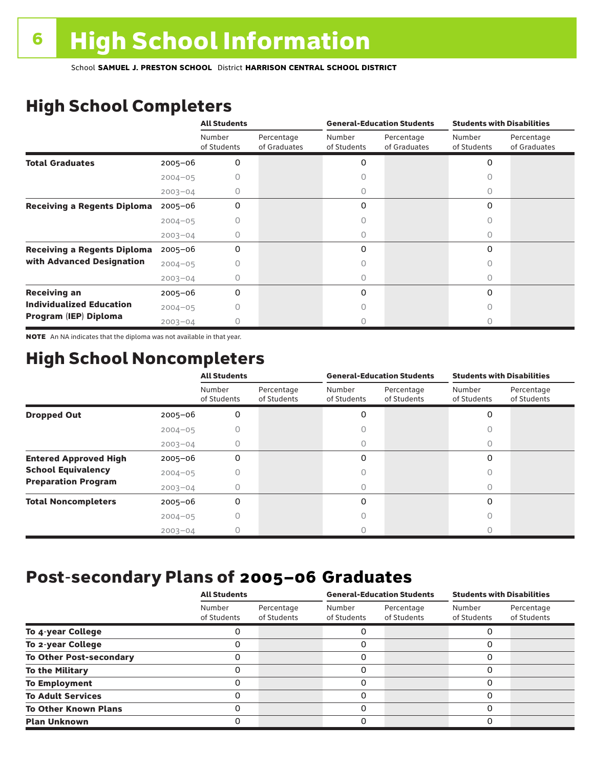# 6 High School Information

School **SAMUEL J. PRESTON SCHOOL** District **HARRISON CENTRAL SCHOOL DISTRICT**

## High School Completers

| | | All Students | | General-Education Students | | Students with Disabilities | |
|---|---|---|---|---|---|---|---|
| | | Number of Students | Percentage of Graduates | Number of Students | Percentage of Graduates | Number of Students | Percentage of Graduates |
| **Total Graduates** | 2005–06 | 0 | | 0 | | 0 | |
| | 2004–05 | 0 | | 0 | | 0 | |
| | 2003–04 | 0 | | 0 | | 0 | |
| **Receiving a Regents Diploma** | 2005–06 | 0 | | 0 | | 0 | |
| | 2004–05 | 0 | | 0 | | 0 | |
| | 2003–04 | 0 | | 0 | | 0 | |
| **Receiving a Regents Diploma with Advanced Designation** | 2005–06 | 0 | | 0 | | 0 | |
| | 2004–05 | 0 | | 0 | | 0 | |
| | 2003–04 | 0 | | 0 | | 0 | |
| **Receiving an Individualized Education Program (IEP) Diploma** | 2005–06 | 0 | | 0 | | 0 | |
| | 2004–05 | 0 | | 0 | | 0 | |
| | 2003–04 | 0 | | 0 | | 0 | |

**NOTE** An NA indicates that the diploma was not available in that year.

## High School Noncompleters

| | | All Students | | General-Education Students | | Students with Disabilities | |
|---|---|---|---|---|---|---|---|
| | | Number of Students | Percentage of Students | Number of Students | Percentage of Students | Number of Students | Percentage of Students |
| **Dropped Out** | 2005–06 | 0 | | 0 | | 0 | |
| | 2004–05 | 0 | | 0 | | 0 | |
| | 2003–04 | 0 | | 0 | | 0 | |
| **Entered Approved High School Equivalency Preparation Program** | 2005–06 | 0 | | 0 | | 0 | |
| | 2004–05 | 0 | | 0 | | 0 | |
| | 2003–04 | 0 | | 0 | | 0 | |
| **Total Noncompleters** | 2005–06 | 0 | | 0 | | 0 | |
| | 2004–05 | 0 | | 0 | | 0 | |
| | 2003–04 | 0 | | 0 | | 0 | |

## Post-secondary Plans of 2005–06 Graduates

| | All Students | | General-Education Students | | Students with Disabilities | |
|---|---|---|---|---|---|---|
| | Number of Students | Percentage of Students | Number of Students | Percentage of Students | Number of Students | Percentage of Students |
| **To 4-year College** | 0 | | 0 | | 0 | |
| **To 2-year College** | 0 | | 0 | | 0 | |
| **To Other Post-secondary** | 0 | | 0 | | 0 | |
| **To the Military** | 0 | | 0 | | 0 | |
| **To Employment** | 0 | | 0 | | 0 | |
| **To Adult Services** | 0 | | 0 | | 0 | |
| **To Other Known Plans** | 0 | | 0 | | 0 | |
| **Plan Unknown** | 0 | | 0 | | 0 | |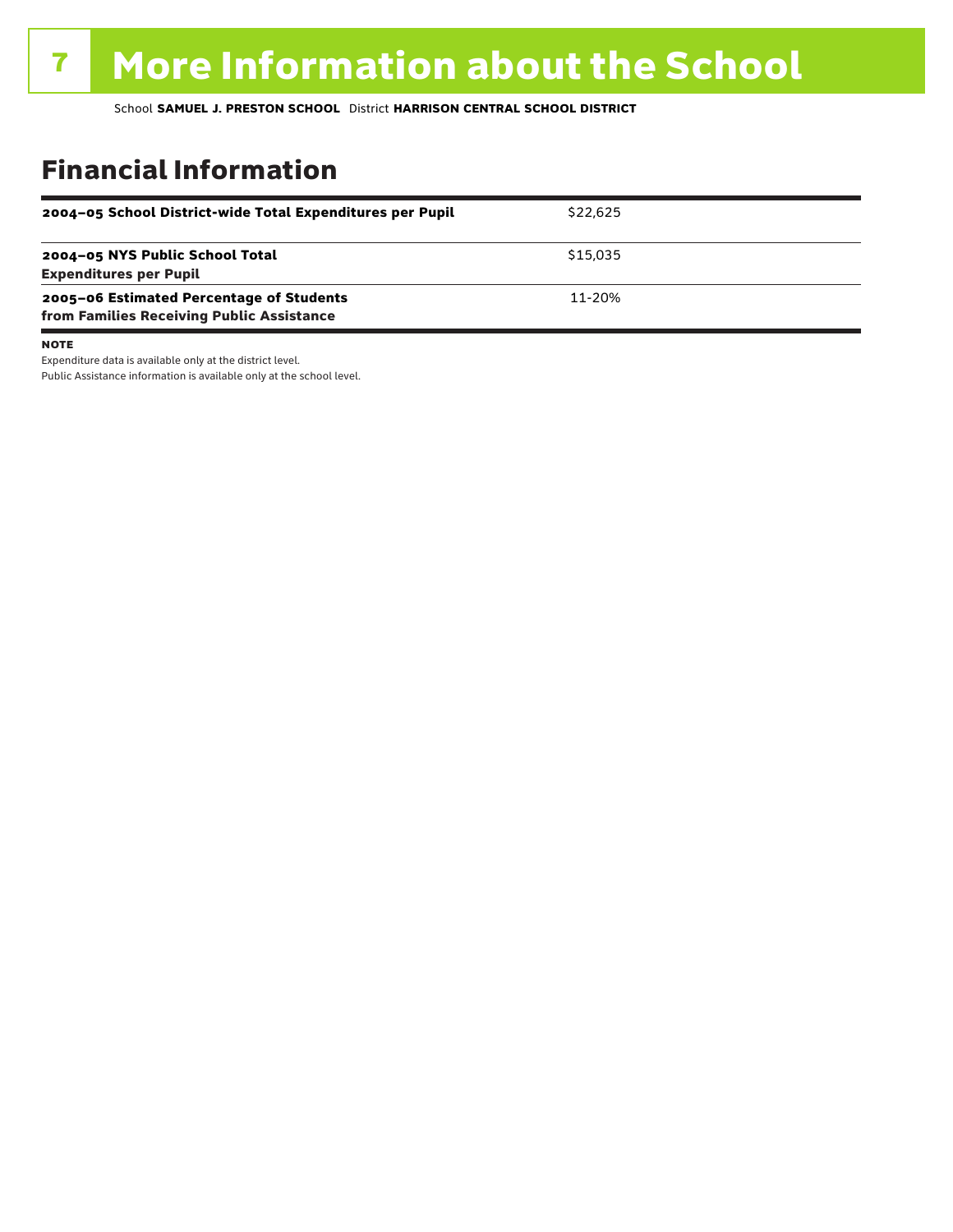# 7 More Information about the School

School **SAMUEL J. PRESTON SCHOOL** District **HARRISON CENTRAL SCHOOL DISTRICT**

## Financial Information

| | |
|---|---|
| **2004–05 School District-wide Total Expenditures per Pupil** | $22,625 |
| **2004–05 NYS Public School Total Expenditures per Pupil** | $15,035 |
| **2005–06 Estimated Percentage of Students from Families Receiving Public Assistance** | 11-20% |

**NOTE**

Expenditure data is available only at the district level.

Public Assistance information is available only at the school level.